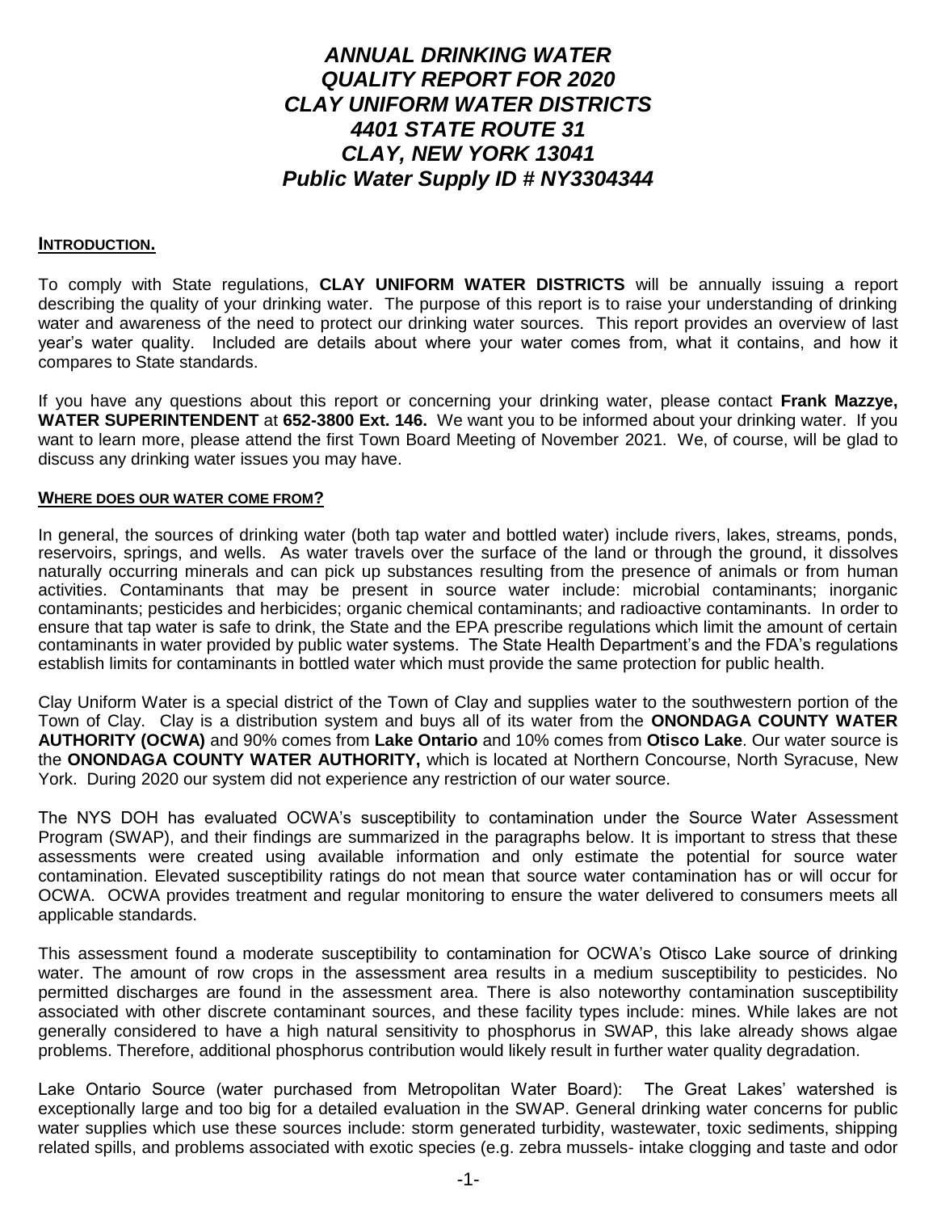# *ANNUAL DRINKING WATER QUALITY REPORT FOR 2020*
# *CLAY UNIFORM WATER DISTRICTS*
# *4401 STATE ROUTE 31*
# *CLAY, NEW YORK 13041*
# *Public Water Supply ID # NY3304344*

## INTRODUCTION.

To comply with State regulations, **CLAY UNIFORM WATER DISTRICTS** will be annually issuing a report describing the quality of your drinking water. The purpose of this report is to raise your understanding of drinking water and awareness of the need to protect our drinking water sources. This report provides an overview of last year's water quality. Included are details about where your water comes from, what it contains, and how it compares to State standards.

If you have any questions about this report or concerning your drinking water, please contact **Frank Mazzye, WATER SUPERINTENDENT** at **652-3800 Ext. 146.** We want you to be informed about your drinking water. If you want to learn more, please attend the first Town Board Meeting of November 2021. We, of course, will be glad to discuss any drinking water issues you may have.

## WHERE DOES OUR WATER COME FROM?

In general, the sources of drinking water (both tap water and bottled water) include rivers, lakes, streams, ponds, reservoirs, springs, and wells. As water travels over the surface of the land or through the ground, it dissolves naturally occurring minerals and can pick up substances resulting from the presence of animals or from human activities. Contaminants that may be present in source water include: microbial contaminants; inorganic contaminants; pesticides and herbicides; organic chemical contaminants; and radioactive contaminants. In order to ensure that tap water is safe to drink, the State and the EPA prescribe regulations which limit the amount of certain contaminants in water provided by public water systems. The State Health Department's and the FDA's regulations establish limits for contaminants in bottled water which must provide the same protection for public health.

Clay Uniform Water is a special district of the Town of Clay and supplies water to the southwestern portion of the Town of Clay. Clay is a distribution system and buys all of its water from the **ONONDAGA COUNTY WATER AUTHORITY (OCWA)** and 90% comes from **Lake Ontario** and 10% comes from **Otisco Lake**. Our water source is the **ONONDAGA COUNTY WATER AUTHORITY,** which is located at Northern Concourse, North Syracuse, New York. During 2020 our system did not experience any restriction of our water source.

The NYS DOH has evaluated OCWA's susceptibility to contamination under the Source Water Assessment Program (SWAP), and their findings are summarized in the paragraphs below. It is important to stress that these assessments were created using available information and only estimate the potential for source water contamination. Elevated susceptibility ratings do not mean that source water contamination has or will occur for OCWA. OCWA provides treatment and regular monitoring to ensure the water delivered to consumers meets all applicable standards.

This assessment found a moderate susceptibility to contamination for OCWA's Otisco Lake source of drinking water. The amount of row crops in the assessment area results in a medium susceptibility to pesticides. No permitted discharges are found in the assessment area. There is also noteworthy contamination susceptibility associated with other discrete contaminant sources, and these facility types include: mines. While lakes are not generally considered to have a high natural sensitivity to phosphorus in SWAP, this lake already shows algae problems. Therefore, additional phosphorus contribution would likely result in further water quality degradation.

Lake Ontario Source (water purchased from Metropolitan Water Board): The Great Lakes' watershed is exceptionally large and too big for a detailed evaluation in the SWAP. General drinking water concerns for public water supplies which use these sources include: storm generated turbidity, wastewater, toxic sediments, shipping related spills, and problems associated with exotic species (e.g. zebra mussels- intake clogging and taste and odor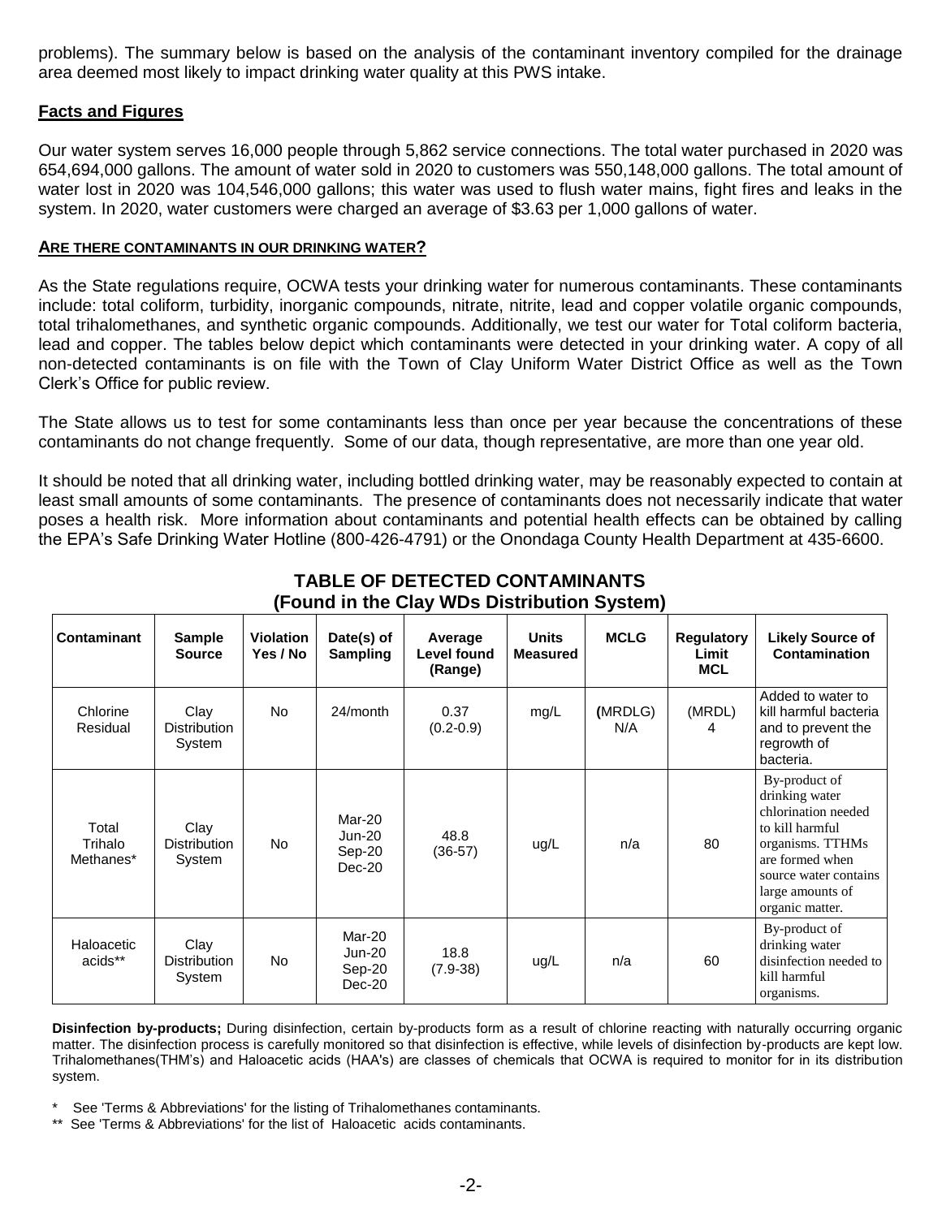problems). The summary below is based on the analysis of the contaminant inventory compiled for the drainage area deemed most likely to impact drinking water quality at this PWS intake.

## Facts and Figures

Our water system serves 16,000 people through 5,862 service connections. The total water purchased in 2020 was 654,694,000 gallons. The amount of water sold in 2020 to customers was 550,148,000 gallons. The total amount of water lost in 2020 was 104,546,000 gallons; this water was used to flush water mains, fight fires and leaks in the system. In 2020, water customers were charged an average of $3.63 per 1,000 gallons of water.

## ARE THERE CONTAMINANTS IN OUR DRINKING WATER?

As the State regulations require, OCWA tests your drinking water for numerous contaminants. These contaminants include: total coliform, turbidity, inorganic compounds, nitrate, nitrite, lead and copper volatile organic compounds, total trihalomethanes, and synthetic organic compounds. Additionally, we test our water for Total coliform bacteria, lead and copper. The tables below depict which contaminants were detected in your drinking water. A copy of all non-detected contaminants is on file with the Town of Clay Uniform Water District Office as well as the Town Clerk's Office for public review.

The State allows us to test for some contaminants less than once per year because the concentrations of these contaminants do not change frequently. Some of our data, though representative, are more than one year old.

It should be noted that all drinking water, including bottled drinking water, may be reasonably expected to contain at least small amounts of some contaminants. The presence of contaminants does not necessarily indicate that water poses a health risk. More information about contaminants and potential health effects can be obtained by calling the EPA's Safe Drinking Water Hotline (800-426-4791) or the Onondaga County Health Department at 435-6600.

### TABLE OF DETECTED CONTAMINANTS
### (Found in the Clay WDs Distribution System)

| Contaminant | Sample Source | Violation Yes / No | Date(s) of Sampling | Average Level found (Range) | Units Measured | MCLG | Regulatory Limit MCL | Likely Source of Contamination |
|---|---|---|---|---|---|---|---|---|
| Chlorine Residual | Clay Distribution System | No | 24/month | 0.37 (0.2-0.9) | mg/L | (MRDLG) N/A | (MRDL) 4 | Added to water to kill harmful bacteria and to prevent the regrowth of bacteria. |
| Total Trihalo Methanes* | Clay Distribution System | No | Mar-20 Jun-20 Sep-20 Dec-20 | 48.8 (36-57) | ug/L | n/a | 80 | By-product of drinking water chlorination needed to kill harmful organisms. TTHMs are formed when source water contains large amounts of organic matter. |
| Haloacetic acids** | Clay Distribution System | No | Mar-20 Jun-20 Sep-20 Dec-20 | 18.8 (7.9-38) | ug/L | n/a | 60 | By-product of drinking water disinfection needed to kill harmful organisms. |

**Disinfection by-products;** During disinfection, certain by-products form as a result of chlorine reacting with naturally occurring organic matter. The disinfection process is carefully monitored so that disinfection is effective, while levels of disinfection by-products are kept low. Trihalomethanes(THM's) and Haloacetic acids (HAA's) are classes of chemicals that OCWA is required to monitor for in its distribution system.

\* See 'Terms & Abbreviations' for the listing of Trihalomethanes contaminants.

\** See 'Terms & Abbreviations' for the list of Haloacetic acids contaminants.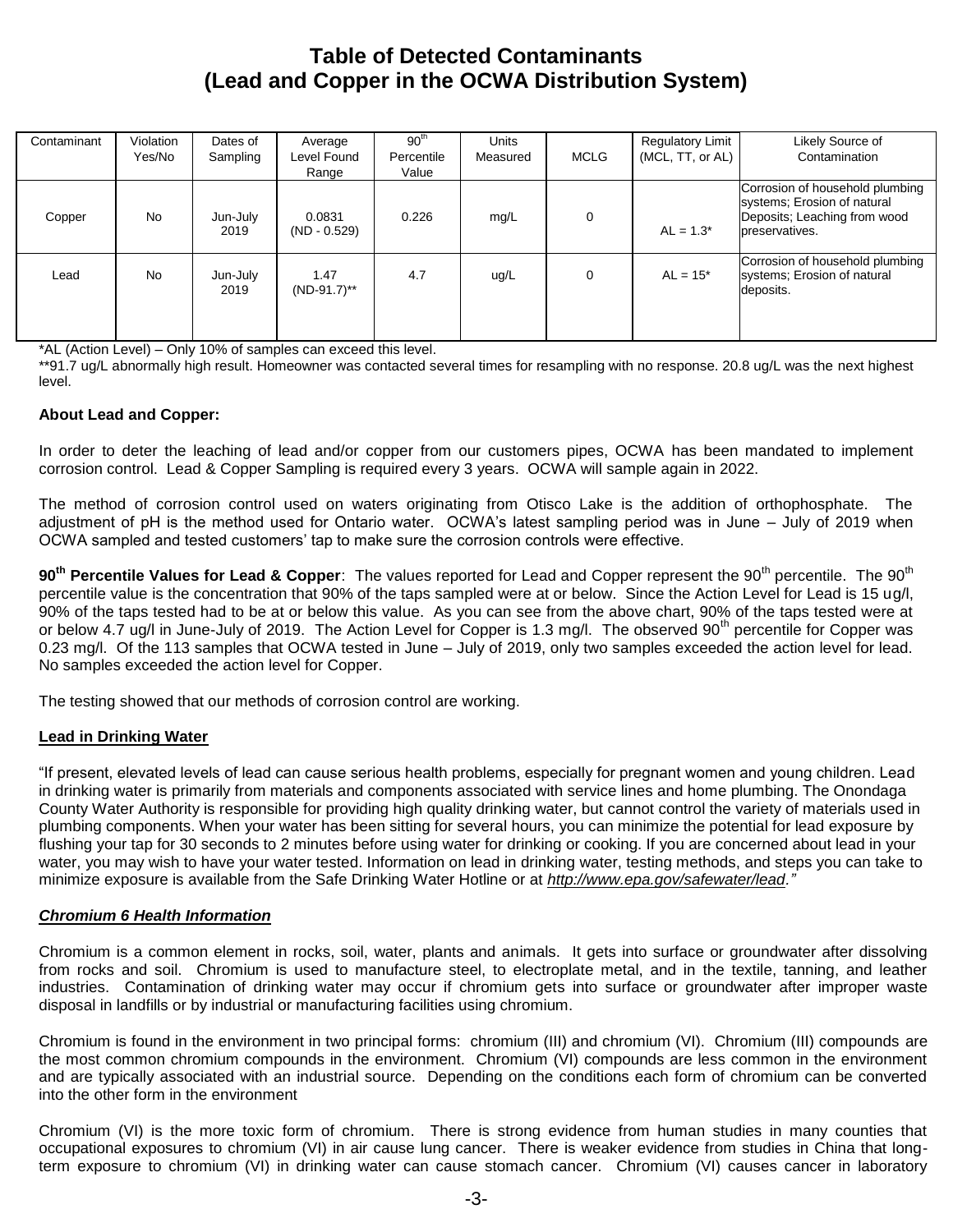# Table of Detected Contaminants
# (Lead and Copper in the OCWA Distribution System)

| Contaminant | Violation Yes/No | Dates of Sampling | Average Level Found Range | 90th Percentile Value | Units Measured | MCLG | Regulatory Limit (MCL, TT, or AL) | Likely Source of Contamination |
|---|---|---|---|---|---|---|---|---|
| Copper | No | Jun-July 2019 | 0.0831 (ND - 0.529) | 0.226 | mg/L | 0 | AL = 1.3* | Corrosion of household plumbing systems; Erosion of natural Deposits; Leaching from wood preservatives. |
| Lead | No | Jun-July 2019 | 1.47 (ND-91.7)** | 4.7 | ug/L | 0 | AL = 15* | Corrosion of household plumbing systems; Erosion of natural deposits. |

*AL (Action Level) – Only 10% of samples can exceed this level.

**91.7 ug/L abnormally high result. Homeowner was contacted several times for resampling with no response. 20.8 ug/L was the next highest level.

**About Lead and Copper:**

In order to deter the leaching of lead and/or copper from our customers pipes, OCWA has been mandated to implement corrosion control. Lead & Copper Sampling is required every 3 years. OCWA will sample again in 2022.

The method of corrosion control used on waters originating from Otisco Lake is the addition of orthophosphate. The adjustment of pH is the method used for Ontario water. OCWA's latest sampling period was in June – July of 2019 when OCWA sampled and tested customers' tap to make sure the corrosion controls were effective.

**90th Percentile Values for Lead & Copper**: The values reported for Lead and Copper represent the 90th percentile. The 90th percentile value is the concentration that 90% of the taps sampled were at or below. Since the Action Level for Lead is 15 ug/l, 90% of the taps tested had to be at or below this value. As you can see from the above chart, 90% of the taps tested were at or below 4.7 ug/l in June-July of 2019. The Action Level for Copper is 1.3 mg/l. The observed 90th percentile for Copper was 0.23 mg/l. Of the 113 samples that OCWA tested in June – July of 2019, only two samples exceeded the action level for lead. No samples exceeded the action level for Copper.

The testing showed that our methods of corrosion control are working.

**Lead in Drinking Water**

"If present, elevated levels of lead can cause serious health problems, especially for pregnant women and young children. Lead in drinking water is primarily from materials and components associated with service lines and home plumbing. The Onondaga County Water Authority is responsible for providing high quality drinking water, but cannot control the variety of materials used in plumbing components. When your water has been sitting for several hours, you can minimize the potential for lead exposure by flushing your tap for 30 seconds to 2 minutes before using water for drinking or cooking. If you are concerned about lead in your water, you may wish to have your water tested. Information on lead in drinking water, testing methods, and steps you can take to minimize exposure is available from the Safe Drinking Water Hotline or at *http://www.epa.gov/safewater/lead."*

***Chromium 6 Health Information***

Chromium is a common element in rocks, soil, water, plants and animals. It gets into surface or groundwater after dissolving from rocks and soil. Chromium is used to manufacture steel, to electroplate metal, and in the textile, tanning, and leather industries. Contamination of drinking water may occur if chromium gets into surface or groundwater after improper waste disposal in landfills or by industrial or manufacturing facilities using chromium.

Chromium is found in the environment in two principal forms: chromium (III) and chromium (VI). Chromium (III) compounds are the most common chromium compounds in the environment. Chromium (VI) compounds are less common in the environment and are typically associated with an industrial source. Depending on the conditions each form of chromium can be converted into the other form in the environment

Chromium (VI) is the more toxic form of chromium. There is strong evidence from human studies in many counties that occupational exposures to chromium (VI) in air cause lung cancer. There is weaker evidence from studies in China that long-term exposure to chromium (VI) in drinking water can cause stomach cancer. Chromium (VI) causes cancer in laboratory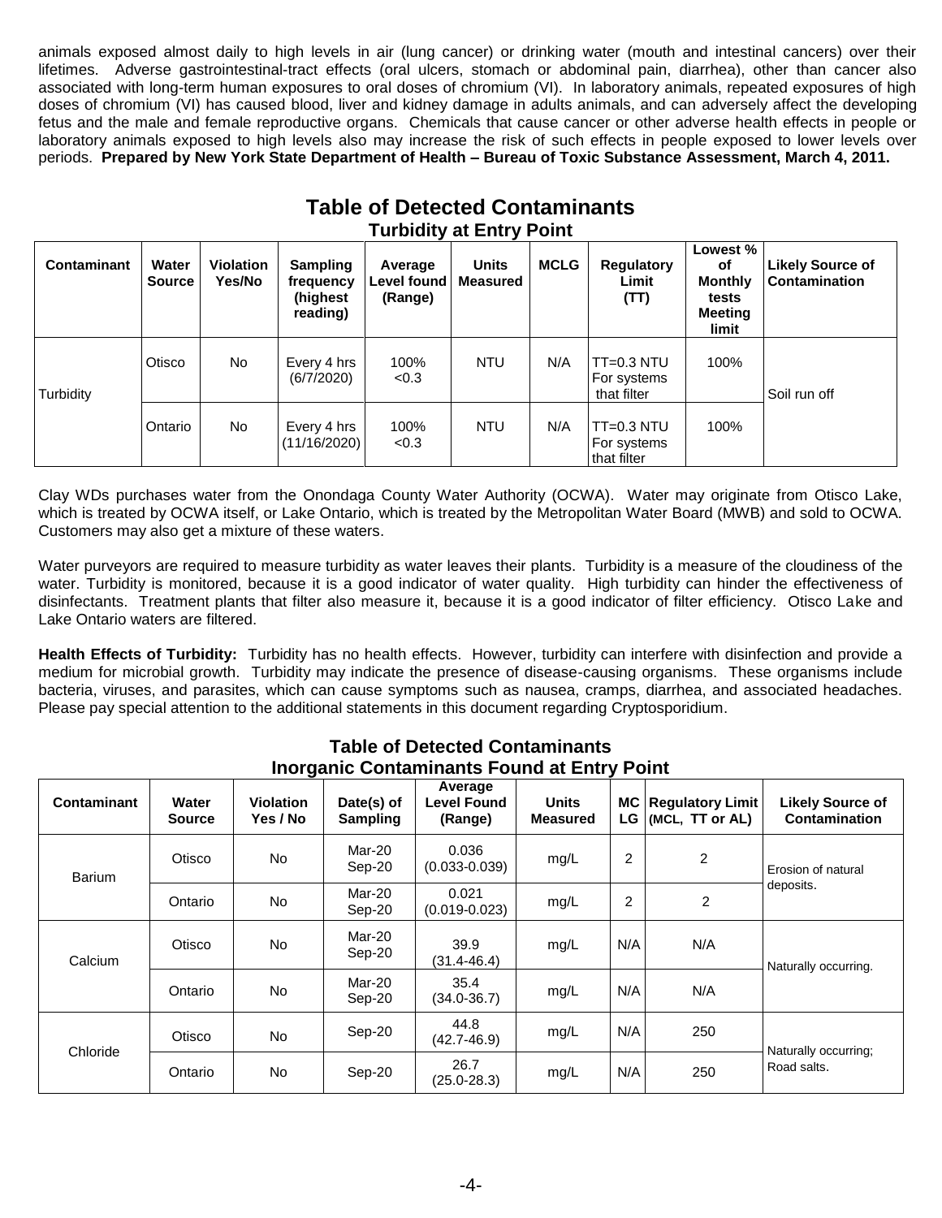animals exposed almost daily to high levels in air (lung cancer) or drinking water (mouth and intestinal cancers) over their lifetimes. Adverse gastrointestinal-tract effects (oral ulcers, stomach or abdominal pain, diarrhea), other than cancer also associated with long-term human exposures to oral doses of chromium (VI). In laboratory animals, repeated exposures of high doses of chromium (VI) has caused blood, liver and kidney damage in adults animals, and can adversely affect the developing fetus and the male and female reproductive organs. Chemicals that cause cancer or other adverse health effects in people or laboratory animals exposed to high levels also may increase the risk of such effects in people exposed to lower levels over periods. **Prepared by New York State Department of Health – Bureau of Toxic Substance Assessment, March 4, 2011.**

## Table of Detected Contaminants

### Turbidity at Entry Point

| Contaminant | Water Source | Violation Yes/No | Sampling frequency (highest reading) | Average Level found (Range) | Units Measured | MCLG | Regulatory Limit (TT) | Lowest % of Monthly tests Meeting limit | Likely Source of Contamination |
|---|---|---|---|---|---|---|---|---|---|
| Turbidity | Otisco | No | Every 4 hrs (6/7/2020) | 100% <0.3 | NTU | N/A | TT=0.3 NTU For systems that filter | 100% | Soil run off |
| | Ontario | No | Every 4 hrs (11/16/2020) | 100% <0.3 | NTU | N/A | TT=0.3 NTU For systems that filter | 100% | |

Clay WDs purchases water from the Onondaga County Water Authority (OCWA). Water may originate from Otisco Lake, which is treated by OCWA itself, or Lake Ontario, which is treated by the Metropolitan Water Board (MWB) and sold to OCWA. Customers may also get a mixture of these waters.

Water purveyors are required to measure turbidity as water leaves their plants. Turbidity is a measure of the cloudiness of the water. Turbidity is monitored, because it is a good indicator of water quality. High turbidity can hinder the effectiveness of disinfectants. Treatment plants that filter also measure it, because it is a good indicator of filter efficiency. Otisco Lake and Lake Ontario waters are filtered.

**Health Effects of Turbidity:** Turbidity has no health effects. However, turbidity can interfere with disinfection and provide a medium for microbial growth. Turbidity may indicate the presence of disease-causing organisms. These organisms include bacteria, viruses, and parasites, which can cause symptoms such as nausea, cramps, diarrhea, and associated headaches. Please pay special attention to the additional statements in this document regarding Cryptosporidium.

## Table of Detected Contaminants

### Inorganic Contaminants Found at Entry Point

| Contaminant | Water Source | Violation Yes / No | Date(s) of Sampling | Average Level Found (Range) | Units Measured | MCLG | Regulatory Limit (MCL, TT or AL) | Likely Source of Contamination |
|---|---|---|---|---|---|---|---|---|
| Barium | Otisco | No | Mar-20 Sep-20 | 0.036 (0.033-0.039) | mg/L | 2 | 2 | Erosion of natural deposits. |
| | Ontario | No | Mar-20 Sep-20 | 0.021 (0.019-0.023) | mg/L | 2 | 2 | |
| Calcium | Otisco | No | Mar-20 Sep-20 | 39.9 (31.4-46.4) | mg/L | N/A | N/A | Naturally occurring. |
| | Ontario | No | Mar-20 Sep-20 | 35.4 (34.0-36.7) | mg/L | N/A | N/A | |
| Chloride | Otisco | No | Sep-20 | 44.8 (42.7-46.9) | mg/L | N/A | 250 | Naturally occurring; Road salts. |
| | Ontario | No | Sep-20 | 26.7 (25.0-28.3) | mg/L | N/A | 250 | |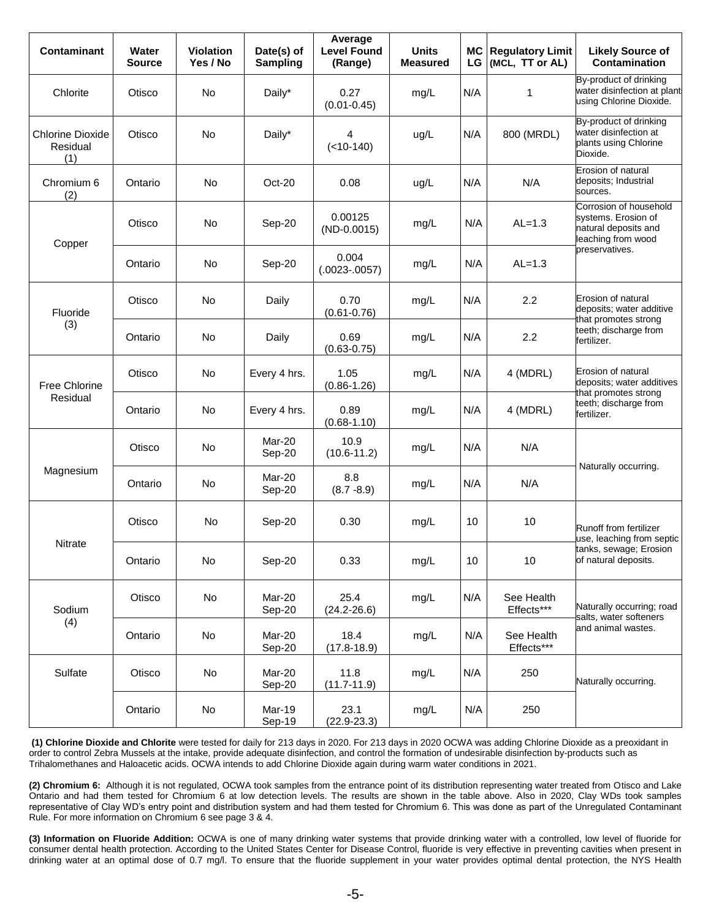| Contaminant | Water Source | Violation Yes / No | Date(s) of Sampling | Average Level Found (Range) | Units Measured | MCLG | Regulatory Limit (MCL, TT or AL) | Likely Source of Contamination |
|---|---|---|---|---|---|---|---|---|
| Chlorite | Otisco | No | Daily* | 0.27 (0.01-0.45) | mg/L | N/A | 1 | By-product of drinking water disinfection at plant using Chlorine Dioxide. |
| Chlorine Dioxide Residual (1) | Otisco | No | Daily* | 4 (<10-140) | ug/L | N/A | 800 (MRDL) | By-product of drinking water disinfection at plants using Chlorine Dioxide. |
| Chromium 6 (2) | Ontario | No | Oct-20 | 0.08 | ug/L | N/A | N/A | Erosion of natural deposits; Industrial sources. |
| Copper | Otisco | No | Sep-20 | 0.00125 (ND-0.0015) | mg/L | N/A | AL=1.3 | Corrosion of household systems. Erosion of natural deposits and leaching from wood preservatives. |
| | Ontario | No | Sep-20 | 0.004 (.0023-.0057) | mg/L | N/A | AL=1.3 | |
| Fluoride (3) | Otisco | No | Daily | 0.70 (0.61-0.76) | mg/L | N/A | 2.2 | Erosion of natural deposits; water additive that promotes strong teeth; discharge from fertilizer. |
| | Ontario | No | Daily | 0.69 (0.63-0.75) | mg/L | N/A | 2.2 | |
| Free Chlorine Residual | Otisco | No | Every 4 hrs. | 1.05 (0.86-1.26) | mg/L | N/A | 4 (MDRL) | Erosion of natural deposits; water additives that promotes strong teeth; discharge from fertilizer. |
| | Ontario | No | Every 4 hrs. | 0.89 (0.68-1.10) | mg/L | N/A | 4 (MDRL) | |
| Magnesium | Otisco | No | Mar-20 Sep-20 | 10.9 (10.6-11.2) | mg/L | N/A | N/A | Naturally occurring. |
| | Ontario | No | Mar-20 Sep-20 | 8.8 (8.7 -8.9) | mg/L | N/A | N/A | |
| Nitrate | Otisco | No | Sep-20 | 0.30 | mg/L | 10 | 10 | Runoff from fertilizer use, leaching from septic tanks, sewage; Erosion of natural deposits. |
| | Ontario | No | Sep-20 | 0.33 | mg/L | 10 | 10 | |
| Sodium (4) | Otisco | No | Mar-20 Sep-20 | 25.4 (24.2-26.6) | mg/L | N/A | See Health Effects*** | Naturally occurring; road salts, water softeners and animal wastes. |
| | Ontario | No | Mar-20 Sep-20 | 18.4 (17.8-18.9) | mg/L | N/A | See Health Effects*** | |
| Sulfate | Otisco | No | Mar-20 Sep-20 | 11.8 (11.7-11.9) | mg/L | N/A | 250 | Naturally occurring. |
| | Ontario | No | Mar-19 Sep-19 | 23.1 (22.9-23.3) | mg/L | N/A | 250 | |

**(1) Chlorine Dioxide and Chlorite** were tested for daily for 213 days in 2020. For 213 days in 2020 OCWA was adding Chlorine Dioxide as a preoxidant in order to control Zebra Mussels at the intake, provide adequate disinfection, and control the formation of undesirable disinfection by-products such as Trihalomethanes and Haloacetic acids. OCWA intends to add Chlorine Dioxide again during warm water conditions in 2021.

**(2) Chromium 6:** Although it is not regulated, OCWA took samples from the entrance point of its distribution representing water treated from Otisco and Lake Ontario and had them tested for Chromium 6 at low detection levels. The results are shown in the table above. Also in 2020, Clay WDs took samples representative of Clay WD's entry point and distribution system and had them tested for Chromium 6. This was done as part of the Unregulated Contaminant Rule. For more information on Chromium 6 see page 3 & 4.

**(3) Information on Fluoride Addition:** OCWA is one of many drinking water systems that provide drinking water with a controlled, low level of fluoride for consumer dental health protection. According to the United States Center for Disease Control, fluoride is very effective in preventing cavities when present in drinking water at an optimal dose of 0.7 mg/l. To ensure that the fluoride supplement in your water provides optimal dental protection, the NYS Health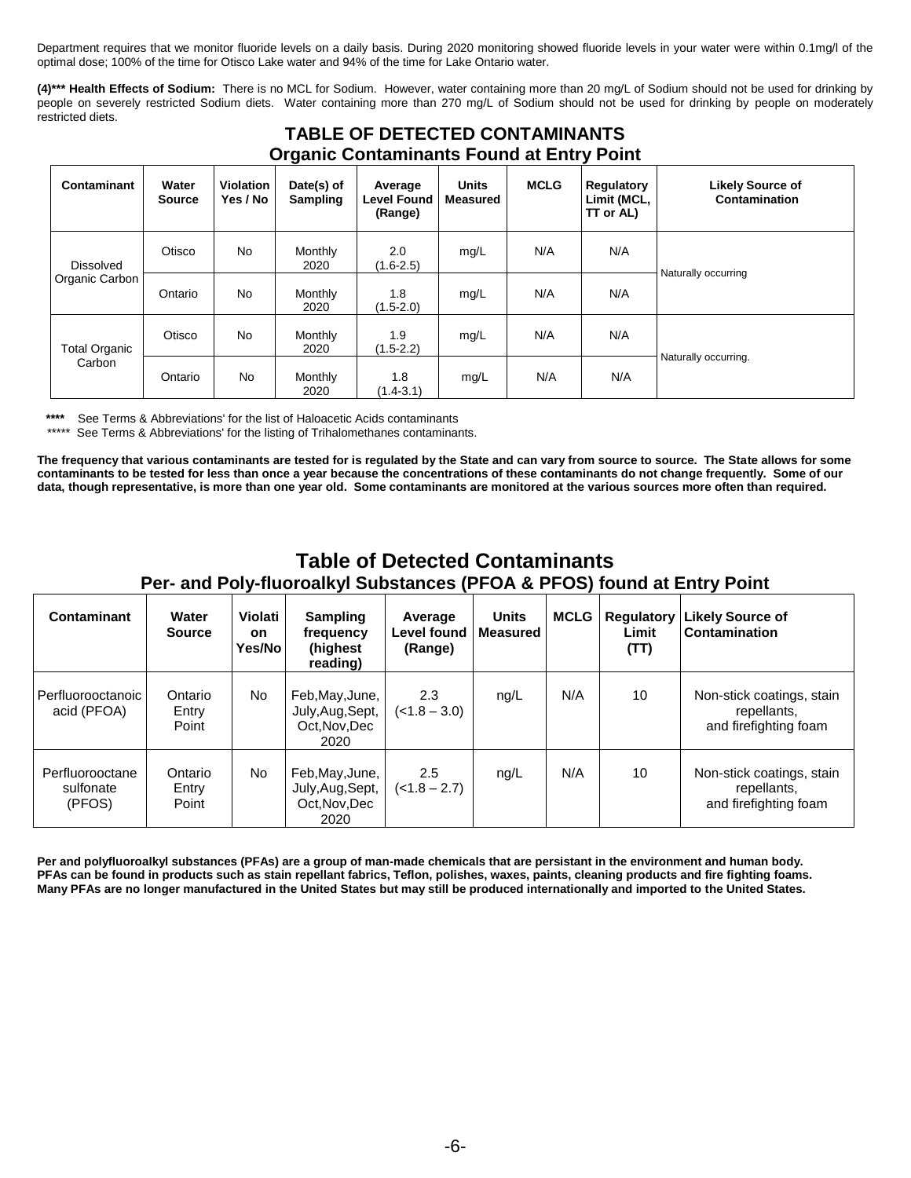Department requires that we monitor fluoride levels on a daily basis. During 2020 monitoring showed fluoride levels in your water were within 0.1mg/l of the optimal dose; 100% of the time for Otisco Lake water and 94% of the time for Lake Ontario water.

**(4)*** Health Effects of Sodium:** There is no MCL for Sodium. However, water containing more than 20 mg/L of Sodium should not be used for drinking by people on severely restricted Sodium diets. Water containing more than 270 mg/L of Sodium should not be used for drinking by people on moderately restricted diets.

## TABLE OF DETECTED CONTAMINANTS
### Organic Contaminants Found at Entry Point

| Contaminant | Water Source | Violation Yes / No | Date(s) of Sampling | Average Level Found (Range) | Units Measured | MCLG | Regulatory Limit (MCL, TT or AL) | Likely Source of Contamination |
|---|---|---|---|---|---|---|---|---|
| Dissolved Organic Carbon | Otisco | No | Monthly 2020 | 2.0 (1.6-2.5) | mg/L | N/A | N/A | Naturally occurring |
| | Ontario | No | Monthly 2020 | 1.8 (1.5-2.0) | mg/L | N/A | N/A | |
| Total Organic Carbon | Otisco | No | Monthly 2020 | 1.9 (1.5-2.2) | mg/L | N/A | N/A | Naturally occurring. |
| | Ontario | No | Monthly 2020 | 1.8 (1.4-3.1) | mg/L | N/A | N/A | |

**** See Terms & Abbreviations' for the list of Haloacetic Acids contaminants

***** See Terms & Abbreviations' for the listing of Trihalomethanes contaminants.

**The frequency that various contaminants are tested for is regulated by the State and can vary from source to source. The State allows for some contaminants to be tested for less than once a year because the concentrations of these contaminants do not change frequently. Some of our data, though representative, is more than one year old. Some contaminants are monitored at the various sources more often than required.**

## Table of Detected Contaminants
### Per- and Poly-fluoroalkyl Substances (PFOA & PFOS) found at Entry Point

| Contaminant | Water Source | Violation Yes/No | Sampling frequency (highest reading) | Average Level found (Range) | Units Measured | MCLG | Regulatory Limit (TT) | Likely Source of Contamination |
|---|---|---|---|---|---|---|---|---|
| Perfluorooctanoic acid (PFOA) | Ontario Entry Point | No | Feb,May,June, July,Aug,Sept, Oct,Nov,Dec 2020 | 2.3 (<1.8 – 3.0) | ng/L | N/A | 10 | Non-stick coatings, stain repellants, and firefighting foam |
| Perfluorooctane sulfonate (PFOS) | Ontario Entry Point | No | Feb,May,June, July,Aug,Sept, Oct,Nov,Dec 2020 | 2.5 (<1.8 – 2.7) | ng/L | N/A | 10 | Non-stick coatings, stain repellants, and firefighting foam |

**Per and polyfluoroalkyl substances (PFAs) are a group of man-made chemicals that are persistant in the environment and human body. PFAs can be found in products such as stain repellant fabrics, Teflon, polishes, waxes, paints, cleaning products and fire fighting foams. Many PFAs are no longer manufactured in the United States but may still be produced internationally and imported to the United States.**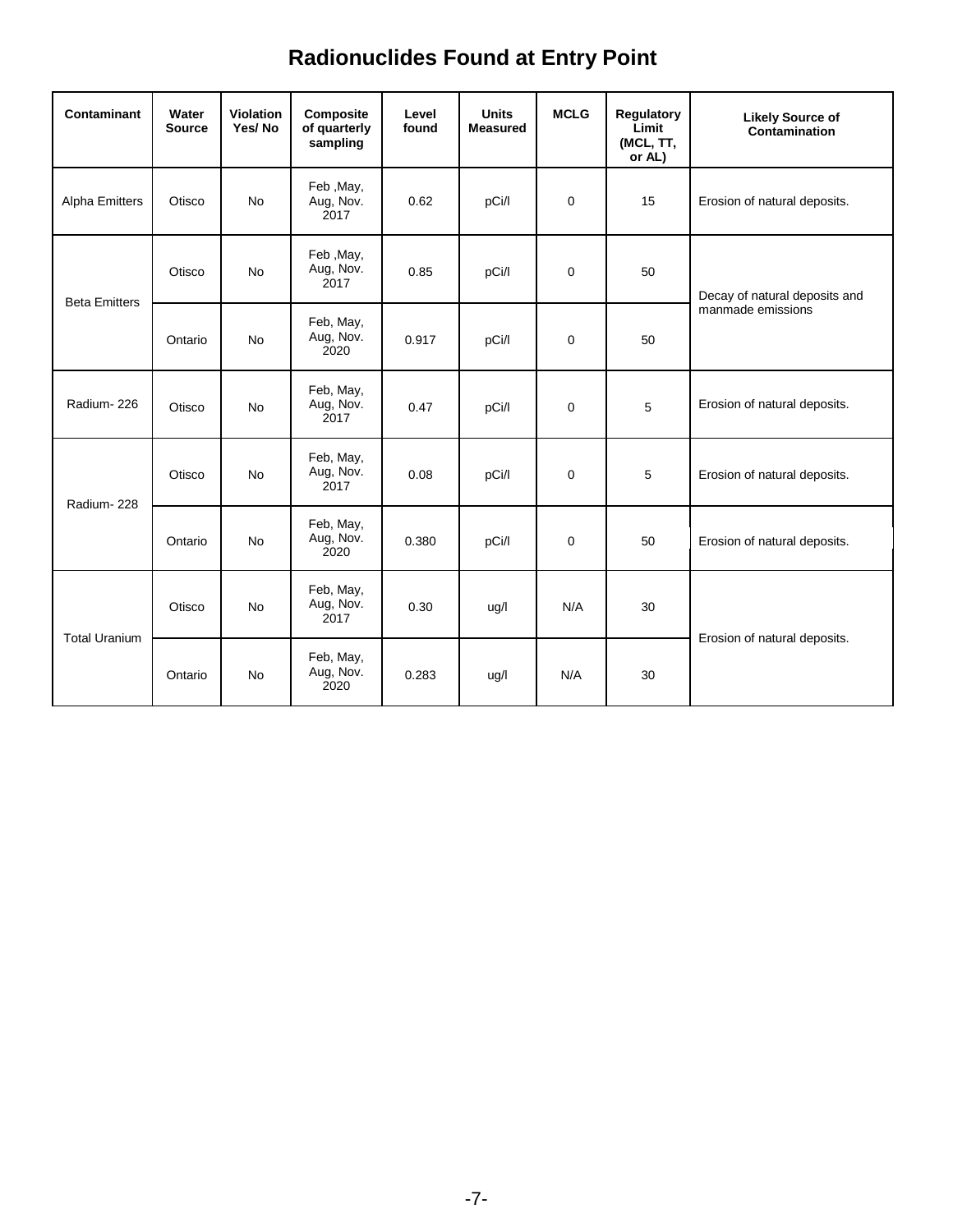# Radionuclides Found at Entry Point

| Contaminant | Water Source | Violation Yes/ No | Composite of quarterly sampling | Level found | Units Measured | MCLG | Regulatory Limit (MCL, TT, or AL) | Likely Source of Contamination |
|---|---|---|---|---|---|---|---|---|
| Alpha Emitters | Otisco | No | Feb ,May, Aug, Nov. 2017 | 0.62 | pCi/l | 0 | 15 | Erosion of natural deposits. |
| Beta Emitters | Otisco | No | Feb ,May, Aug, Nov. 2017 | 0.85 | pCi/l | 0 | 50 | Decay of natural deposits and manmade emissions |
| | Ontario | No | Feb, May, Aug, Nov. 2020 | 0.917 | pCi/l | 0 | 50 | |
| Radium- 226 | Otisco | No | Feb, May, Aug, Nov. 2017 | 0.47 | pCi/l | 0 | 5 | Erosion of natural deposits. |
| Radium- 228 | Otisco | No | Feb, May, Aug, Nov. 2017 | 0.08 | pCi/l | 0 | 5 | Erosion of natural deposits. |
| | Ontario | No | Feb, May, Aug, Nov. 2020 | 0.380 | pCi/l | 0 | 50 | Erosion of natural deposits. |
| Total Uranium | Otisco | No | Feb, May, Aug, Nov. 2017 | 0.30 | ug/l | N/A | 30 | Erosion of natural deposits. |
| | Ontario | No | Feb, May, Aug, Nov. 2020 | 0.283 | ug/l | N/A | 30 | |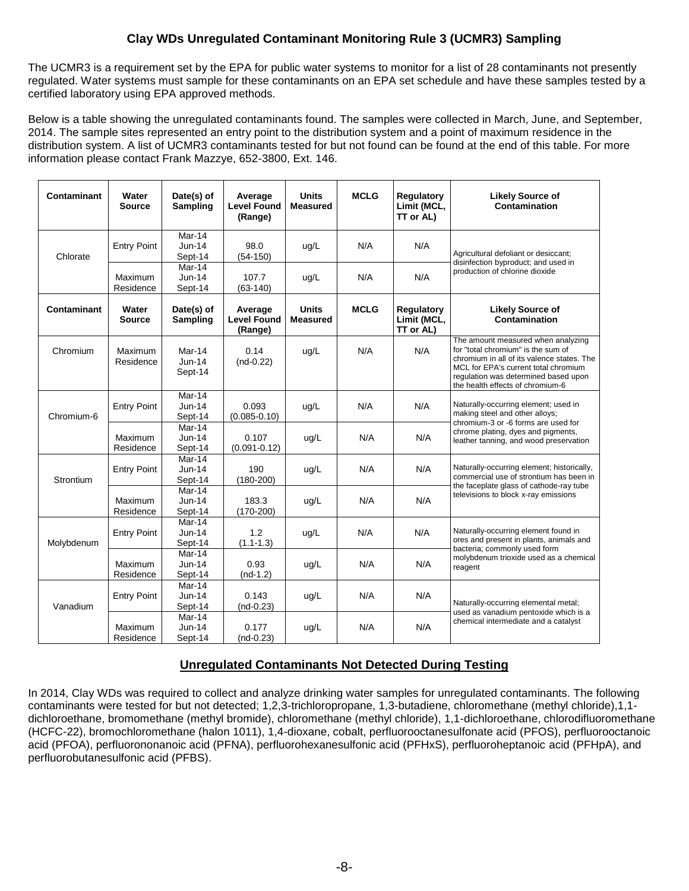## Clay WDs Unregulated Contaminant Monitoring Rule 3 (UCMR3) Sampling

The UCMR3 is a requirement set by the EPA for public water systems to monitor for a list of 28 contaminants not presently regulated. Water systems must sample for these contaminants on an EPA set schedule and have these samples tested by a certified laboratory using EPA approved methods.

Below is a table showing the unregulated contaminants found. The samples were collected in March, June, and September, 2014. The sample sites represented an entry point to the distribution system and a point of maximum residence in the distribution system. A list of UCMR3 contaminants tested for but not found can be found at the end of this table. For more information please contact Frank Mazzye, 652-3800, Ext. 146.

| Contaminant | Water Source | Date(s) of Sampling | Average Level Found (Range) | Units Measured | MCLG | Regulatory Limit (MCL, TT or AL) | Likely Source of Contamination |
|---|---|---|---|---|---|---|---|
| Chlorate | Entry Point | Mar-14 Jun-14 Sept-14 | 98.0 (54-150) | ug/L | N/A | N/A | Agricultural defoliant or desiccant; disinfection byproduct; and used in production of chlorine dioxide |
| | Maximum Residence | Mar-14 Jun-14 Sept-14 | 107.7 (63-140) | ug/L | N/A | N/A | |
| **Contaminant** | **Water Source** | **Date(s) of Sampling** | **Average Level Found (Range)** | **Units Measured** | **MCLG** | **Regulatory Limit (MCL, TT or AL)** | **Likely Source of Contamination** |
| Chromium | Maximum Residence | Mar-14 Jun-14 Sept-14 | 0.14 (nd-0.22) | ug/L | N/A | N/A | The amount measured when analyzing for "total chromium" is the sum of chromium in all of its valence states. The MCL for EPA's current total chromium regulation was determined based upon the health effects of chromium-6 |
| Chromium-6 | Entry Point | Mar-14 Jun-14 Sept-14 | 0.093 (0.085-0.10) | ug/L | N/A | N/A | Naturally-occurring element; used in making steel and other alloys; chromium-3 or -6 forms are used for chrome plating, dyes and pigments, leather tanning, and wood preservation |
| | Maximum Residence | Mar-14 Jun-14 Sept-14 | 0.107 (0.091-0.12) | ug/L | N/A | N/A | |
| Strontium | Entry Point | Mar-14 Jun-14 Sept-14 | 190 (180-200) | ug/L | N/A | N/A | Naturally-occurring element; historically, commercial use of strontium has been in the faceplate glass of cathode-ray tube televisions to block x-ray emissions |
| | Maximum Residence | Mar-14 Jun-14 Sept-14 | 183.3 (170-200) | ug/L | N/A | N/A | |
| Molybdenum | Entry Point | Mar-14 Jun-14 Sept-14 | 1.2 (1.1-1.3) | ug/L | N/A | N/A | Naturally-occurring element found in ores and present in plants, animals and bacteria; commonly used form molybdenum trioxide used as a chemical reagent |
| | Maximum Residence | Mar-14 Jun-14 Sept-14 | 0.93 (nd-1.2) | ug/L | N/A | N/A | |
| Vanadium | Entry Point | Mar-14 Jun-14 Sept-14 | 0.143 (nd-0.23) | ug/L | N/A | N/A | Naturally-occurring elemental metal; used as vanadium pentoxide which is a chemical intermediate and a catalyst |
| | Maximum Residence | Mar-14 Jun-14 Sept-14 | 0.177 (nd-0.23) | ug/L | N/A | N/A | |

### Unregulated Contaminants Not Detected During Testing

In 2014, Clay WDs was required to collect and analyze drinking water samples for unregulated contaminants. The following contaminants were tested for but not detected; 1,2,3-trichloropropane, 1,3-butadiene, chloromethane (methyl chloride),1,1-dichloroethane, bromomethane (methyl bromide), chloromethane (methyl chloride), 1,1-dichloroethane, chlorodifluoromethane (HCFC-22), bromochloromethane (halon 1011), 1,4-dioxane, cobalt, perfluorooctanesulfonate acid (PFOS), perfluorooctanoic acid (PFOA), perfluorononanoic acid (PFNA), perfluorohexanesulfonic acid (PFHxS), perfluoroheptanoic acid (PFHpA), and perfluorobutanesulfonic acid (PFBS).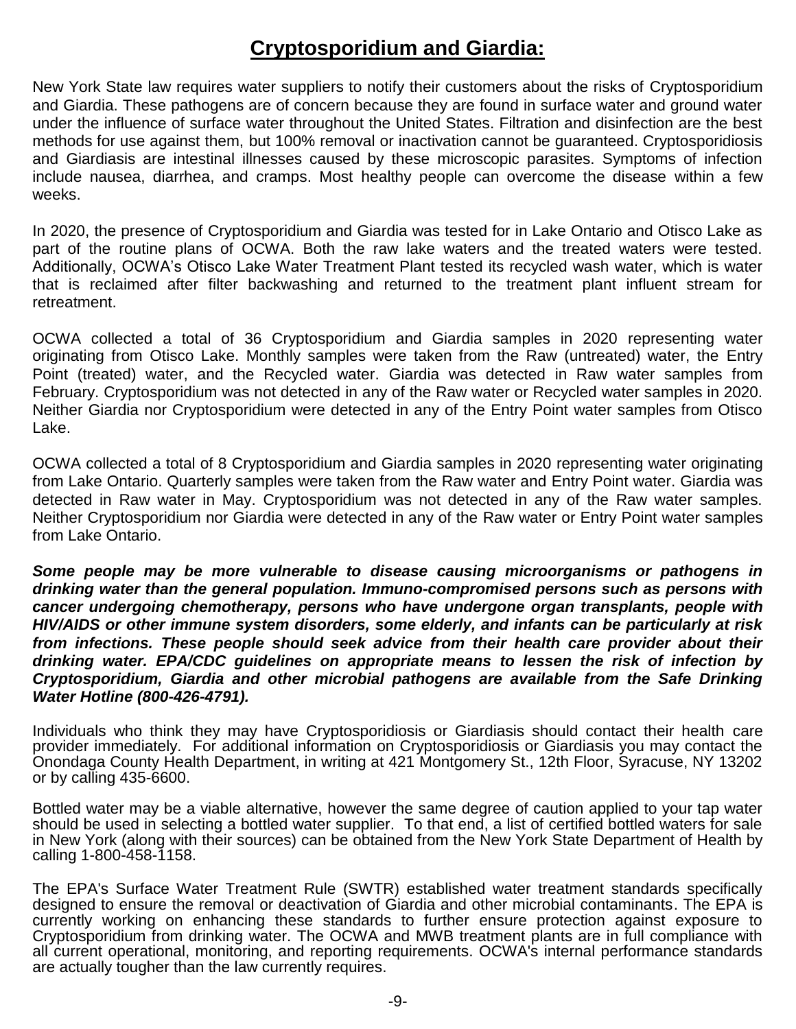# **Cryptosporidium and Giardia:**

New York State law requires water suppliers to notify their customers about the risks of Cryptosporidium and Giardia. These pathogens are of concern because they are found in surface water and ground water under the influence of surface water throughout the United States. Filtration and disinfection are the best methods for use against them, but 100% removal or inactivation cannot be guaranteed. Cryptosporidiosis and Giardiasis are intestinal illnesses caused by these microscopic parasites. Symptoms of infection include nausea, diarrhea, and cramps. Most healthy people can overcome the disease within a few weeks.

In 2020, the presence of Cryptosporidium and Giardia was tested for in Lake Ontario and Otisco Lake as part of the routine plans of OCWA. Both the raw lake waters and the treated waters were tested. Additionally, OCWA's Otisco Lake Water Treatment Plant tested its recycled wash water, which is water that is reclaimed after filter backwashing and returned to the treatment plant influent stream for retreatment.

OCWA collected a total of 36 Cryptosporidium and Giardia samples in 2020 representing water originating from Otisco Lake. Monthly samples were taken from the Raw (untreated) water, the Entry Point (treated) water, and the Recycled water. Giardia was detected in Raw water samples from February. Cryptosporidium was not detected in any of the Raw water or Recycled water samples in 2020. Neither Giardia nor Cryptosporidium were detected in any of the Entry Point water samples from Otisco Lake.

OCWA collected a total of 8 Cryptosporidium and Giardia samples in 2020 representing water originating from Lake Ontario. Quarterly samples were taken from the Raw water and Entry Point water. Giardia was detected in Raw water in May. Cryptosporidium was not detected in any of the Raw water samples. Neither Cryptosporidium nor Giardia were detected in any of the Raw water or Entry Point water samples from Lake Ontario.

***Some people may be more vulnerable to disease causing microorganisms or pathogens in drinking water than the general population. Immuno-compromised persons such as persons with cancer undergoing chemotherapy, persons who have undergone organ transplants, people with HIV/AIDS or other immune system disorders, some elderly, and infants can be particularly at risk from infections. These people should seek advice from their health care provider about their drinking water. EPA/CDC guidelines on appropriate means to lessen the risk of infection by Cryptosporidium, Giardia and other microbial pathogens are available from the Safe Drinking Water Hotline (800-426-4791).***

Individuals who think they may have Cryptosporidiosis or Giardiasis should contact their health care provider immediately. For additional information on Cryptosporidiosis or Giardiasis you may contact the Onondaga County Health Department, in writing at 421 Montgomery St., 12th Floor, Syracuse, NY 13202 or by calling 435-6600.

Bottled water may be a viable alternative, however the same degree of caution applied to your tap water should be used in selecting a bottled water supplier. To that end, a list of certified bottled waters for sale in New York (along with their sources) can be obtained from the New York State Department of Health by calling 1-800-458-1158.

The EPA's Surface Water Treatment Rule (SWTR) established water treatment standards specifically designed to ensure the removal or deactivation of Giardia and other microbial contaminants. The EPA is currently working on enhancing these standards to further ensure protection against exposure to Cryptosporidium from drinking water. The OCWA and MWB treatment plants are in full compliance with all current operational, monitoring, and reporting requirements. OCWA's internal performance standards are actually tougher than the law currently requires.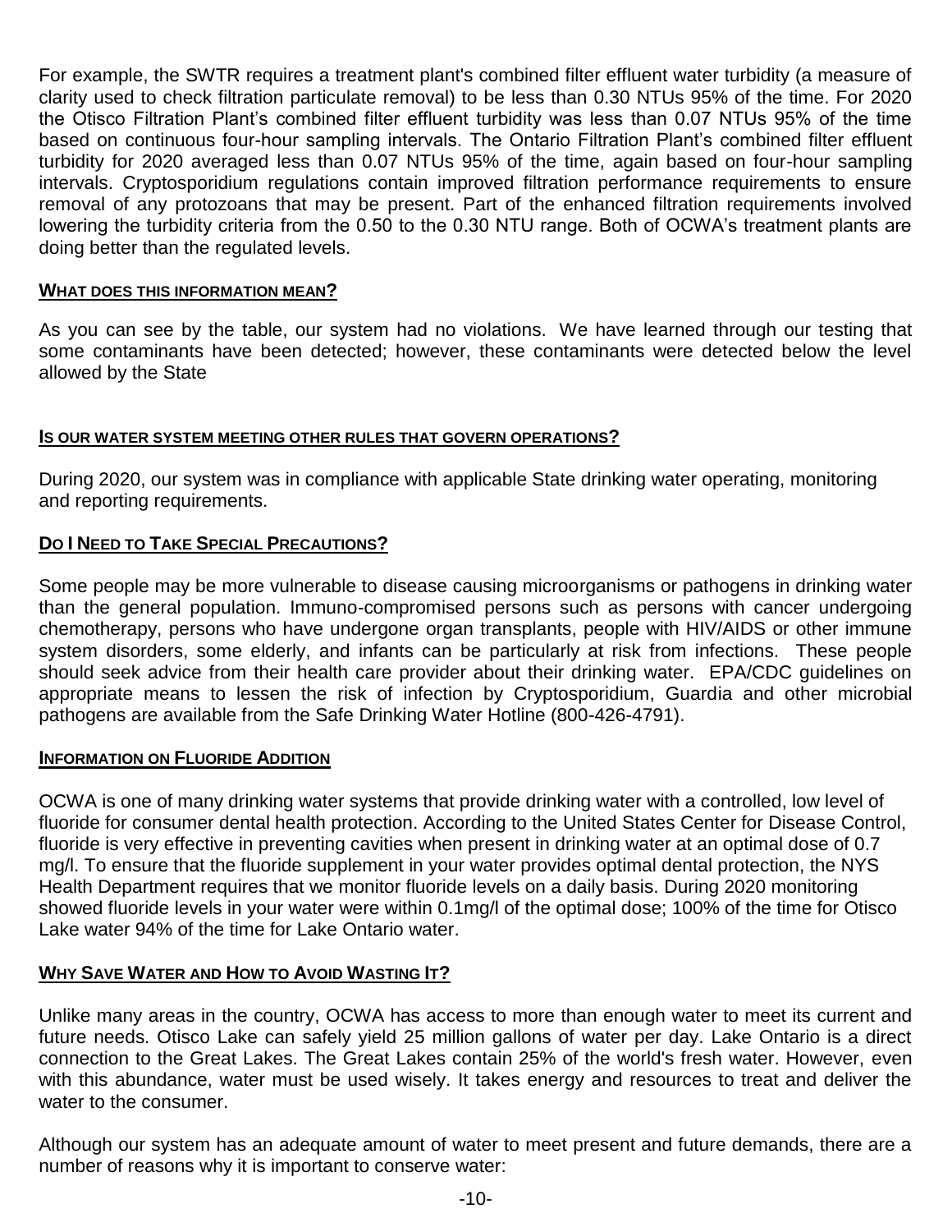For example, the SWTR requires a treatment plant's combined filter effluent water turbidity (a measure of clarity used to check filtration particulate removal) to be less than 0.30 NTUs 95% of the time. For 2020 the Otisco Filtration Plant's combined filter effluent turbidity was less than 0.07 NTUs 95% of the time based on continuous four-hour sampling intervals. The Ontario Filtration Plant's combined filter effluent turbidity for 2020 averaged less than 0.07 NTUs 95% of the time, again based on four-hour sampling intervals. Cryptosporidium regulations contain improved filtration performance requirements to ensure removal of any protozoans that may be present. Part of the enhanced filtration requirements involved lowering the turbidity criteria from the 0.50 to the 0.30 NTU range. Both of OCWA's treatment plants are doing better than the regulated levels.

## WHAT DOES THIS INFORMATION MEAN?

As you can see by the table, our system had no violations. We have learned through our testing that some contaminants have been detected; however, these contaminants were detected below the level allowed by the State

## IS OUR WATER SYSTEM MEETING OTHER RULES THAT GOVERN OPERATIONS?

During 2020, our system was in compliance with applicable State drinking water operating, monitoring and reporting requirements.

## DO I NEED TO TAKE SPECIAL PRECAUTIONS?

Some people may be more vulnerable to disease causing microorganisms or pathogens in drinking water than the general population. Immuno-compromised persons such as persons with cancer undergoing chemotherapy, persons who have undergone organ transplants, people with HIV/AIDS or other immune system disorders, some elderly, and infants can be particularly at risk from infections. These people should seek advice from their health care provider about their drinking water. EPA/CDC guidelines on appropriate means to lessen the risk of infection by Cryptosporidium, Guardia and other microbial pathogens are available from the Safe Drinking Water Hotline (800-426-4791).

## INFORMATION ON FLUORIDE ADDITION

OCWA is one of many drinking water systems that provide drinking water with a controlled, low level of fluoride for consumer dental health protection. According to the United States Center for Disease Control, fluoride is very effective in preventing cavities when present in drinking water at an optimal dose of 0.7 mg/l. To ensure that the fluoride supplement in your water provides optimal dental protection, the NYS Health Department requires that we monitor fluoride levels on a daily basis. During 2020 monitoring showed fluoride levels in your water were within 0.1mg/l of the optimal dose; 100% of the time for Otisco Lake water 94% of the time for Lake Ontario water.

## WHY SAVE WATER AND HOW TO AVOID WASTING IT?

Unlike many areas in the country, OCWA has access to more than enough water to meet its current and future needs. Otisco Lake can safely yield 25 million gallons of water per day. Lake Ontario is a direct connection to the Great Lakes. The Great Lakes contain 25% of the world's fresh water. However, even with this abundance, water must be used wisely. It takes energy and resources to treat and deliver the water to the consumer.

Although our system has an adequate amount of water to meet present and future demands, there are a number of reasons why it is important to conserve water: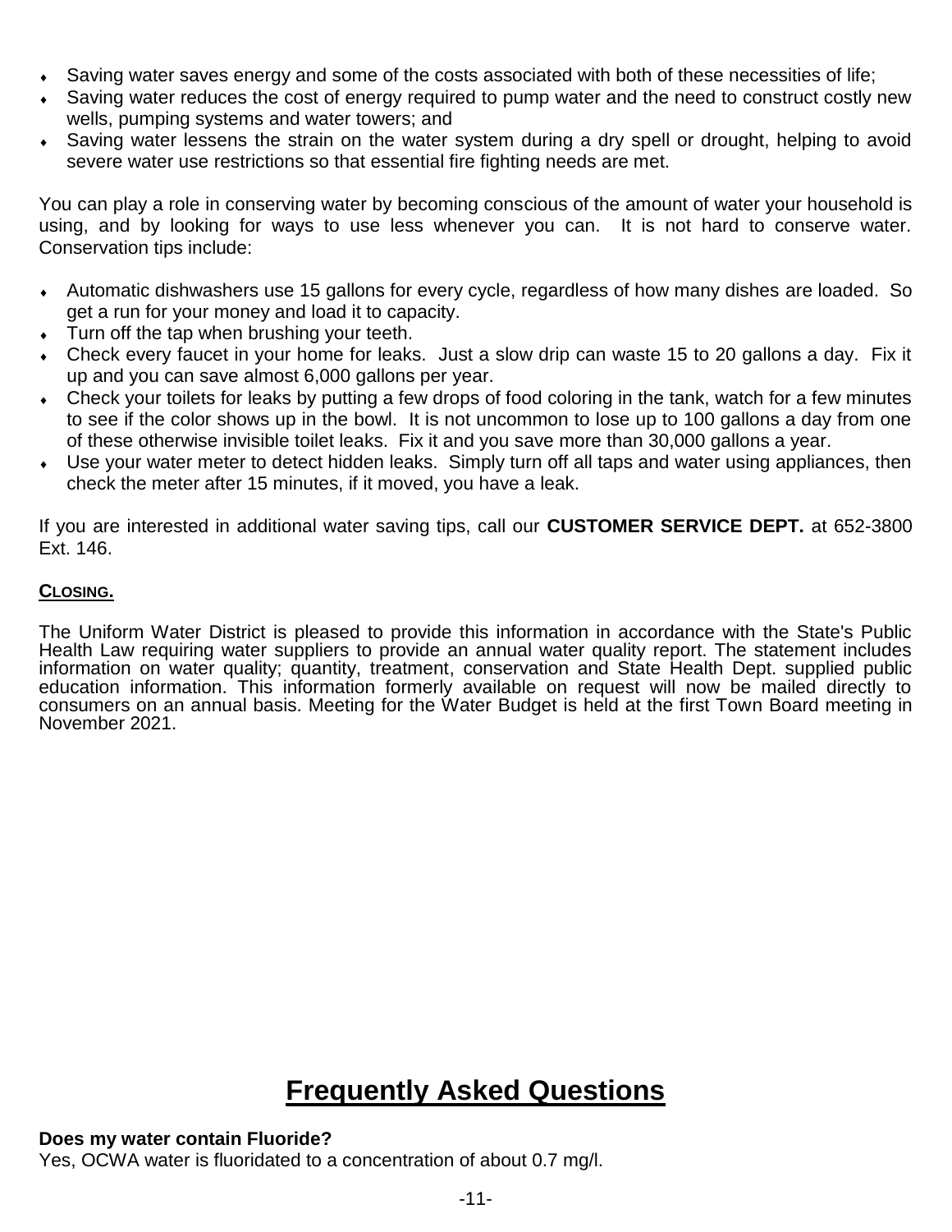- Saving water saves energy and some of the costs associated with both of these necessities of life;
- Saving water reduces the cost of energy required to pump water and the need to construct costly new wells, pumping systems and water towers; and
- Saving water lessens the strain on the water system during a dry spell or drought, helping to avoid severe water use restrictions so that essential fire fighting needs are met.

You can play a role in conserving water by becoming conscious of the amount of water your household is using, and by looking for ways to use less whenever you can. It is not hard to conserve water. Conservation tips include:

- Automatic dishwashers use 15 gallons for every cycle, regardless of how many dishes are loaded. So get a run for your money and load it to capacity.
- Turn off the tap when brushing your teeth.
- Check every faucet in your home for leaks. Just a slow drip can waste 15 to 20 gallons a day. Fix it up and you can save almost 6,000 gallons per year.
- Check your toilets for leaks by putting a few drops of food coloring in the tank, watch for a few minutes to see if the color shows up in the bowl. It is not uncommon to lose up to 100 gallons a day from one of these otherwise invisible toilet leaks. Fix it and you save more than 30,000 gallons a year.
- Use your water meter to detect hidden leaks. Simply turn off all taps and water using appliances, then check the meter after 15 minutes, if it moved, you have a leak.

If you are interested in additional water saving tips, call our **CUSTOMER SERVICE DEPT.** at 652-3800 Ext. 146.

## CLOSING.

The Uniform Water District is pleased to provide this information in accordance with the State's Public Health Law requiring water suppliers to provide an annual water quality report. The statement includes information on water quality; quantity, treatment, conservation and State Health Dept. supplied public education information. This information formerly available on request will now be mailed directly to consumers on an annual basis. Meeting for the Water Budget is held at the first Town Board meeting in November 2021.

# Frequently Asked Questions

**Does my water contain Fluoride?**
Yes, OCWA water is fluoridated to a concentration of about 0.7 mg/l.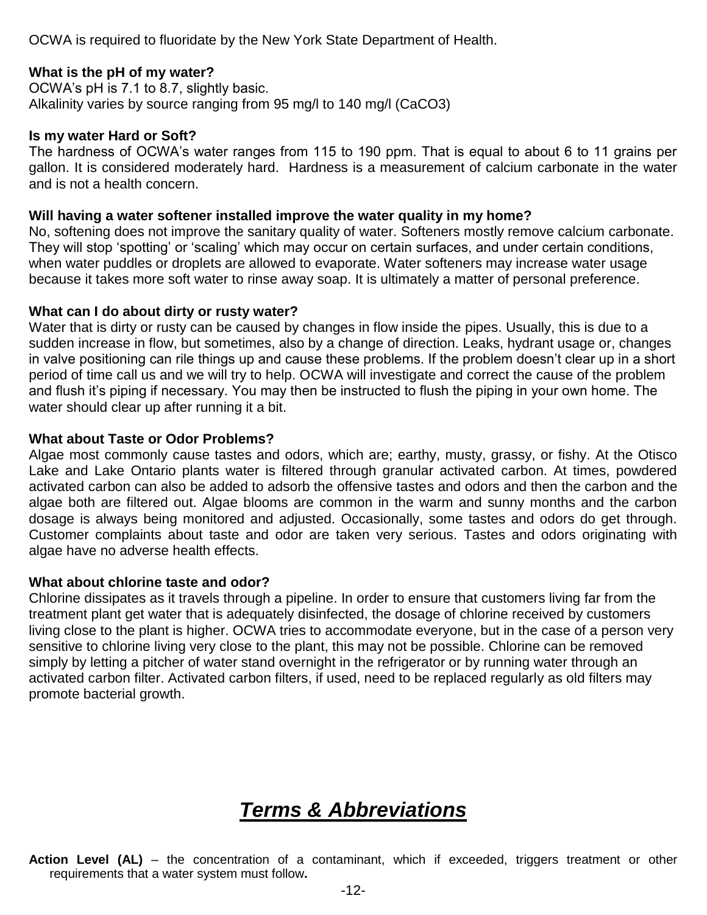OCWA is required to fluoridate by the New York State Department of Health.

**What is the pH of my water?**

OCWA's pH is 7.1 to 8.7, slightly basic.
Alkalinity varies by source ranging from 95 mg/l to 140 mg/l ($CaCO_3$)

**Is my water Hard or Soft?**

The hardness of OCWA's water ranges from 115 to 190 ppm. That is equal to about 6 to 11 grains per gallon. It is considered moderately hard. Hardness is a measurement of calcium carbonate in the water and is not a health concern.

**Will having a water softener installed improve the water quality in my home?**

No, softening does not improve the sanitary quality of water. Softeners mostly remove calcium carbonate. They will stop 'spotting' or 'scaling' which may occur on certain surfaces, and under certain conditions, when water puddles or droplets are allowed to evaporate. Water softeners may increase water usage because it takes more soft water to rinse away soap. It is ultimately a matter of personal preference.

**What can I do about dirty or rusty water?**

Water that is dirty or rusty can be caused by changes in flow inside the pipes. Usually, this is due to a sudden increase in flow, but sometimes, also by a change of direction. Leaks, hydrant usage or, changes in valve positioning can rile things up and cause these problems. If the problem doesn't clear up in a short period of time call us and we will try to help. OCWA will investigate and correct the cause of the problem and flush it's piping if necessary. You may then be instructed to flush the piping in your own home. The water should clear up after running it a bit.

**What about Taste or Odor Problems?**

Algae most commonly cause tastes and odors, which are; earthy, musty, grassy, or fishy. At the Otisco Lake and Lake Ontario plants water is filtered through granular activated carbon. At times, powdered activated carbon can also be added to adsorb the offensive tastes and odors and then the carbon and the algae both are filtered out. Algae blooms are common in the warm and sunny months and the carbon dosage is always being monitored and adjusted. Occasionally, some tastes and odors do get through. Customer complaints about taste and odor are taken very serious. Tastes and odors originating with algae have no adverse health effects.

**What about chlorine taste and odor?**

Chlorine dissipates as it travels through a pipeline. In order to ensure that customers living far from the treatment plant get water that is adequately disinfected, the dosage of chlorine received by customers living close to the plant is higher. OCWA tries to accommodate everyone, but in the case of a person very sensitive to chlorine living very close to the plant, this may not be possible. Chlorine can be removed simply by letting a pitcher of water stand overnight in the refrigerator or by running water through an activated carbon filter. Activated carbon filters, if used, need to be replaced regularly as old filters may promote bacterial growth.

# ***Terms & Abbreviations***

**Action Level (AL)** – the concentration of a contaminant, which if exceeded, triggers treatment or other requirements that a water system must follow**.**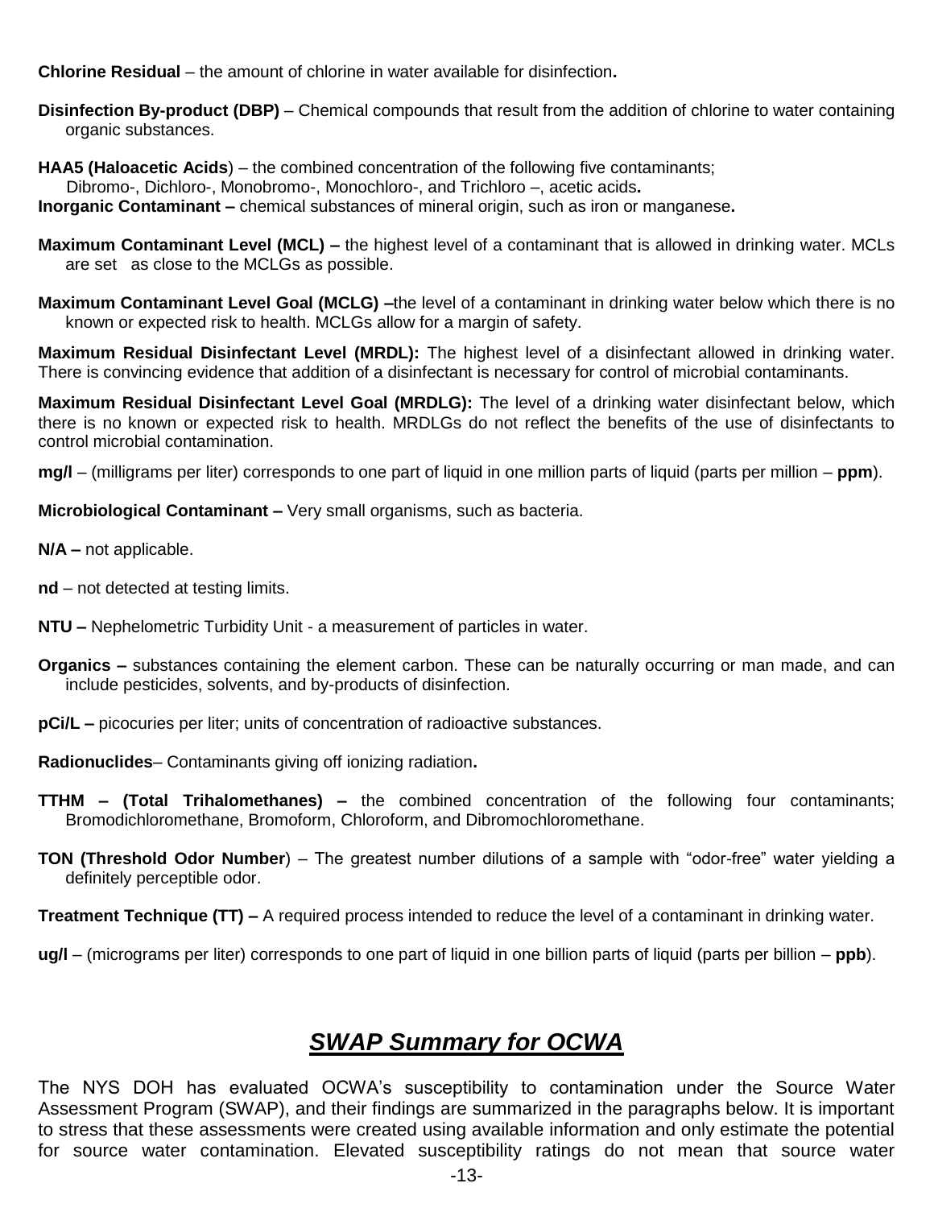**Chlorine Residual** – the amount of chlorine in water available for disinfection**.**

**Disinfection By-product (DBP)** – Chemical compounds that result from the addition of chlorine to water containing organic substances.

**HAA5 (Haloacetic Acids**) – the combined concentration of the following five contaminants; Dibromo-, Dichloro-, Monobromo-, Monochloro-, and Trichloro –, acetic acids**.**

**Inorganic Contaminant –** chemical substances of mineral origin, such as iron or manganese**.**

**Maximum Contaminant Level (MCL) –** the highest level of a contaminant that is allowed in drinking water. MCLs are set as close to the MCLGs as possible.

**Maximum Contaminant Level Goal (MCLG) –**the level of a contaminant in drinking water below which there is no known or expected risk to health. MCLGs allow for a margin of safety.

**Maximum Residual Disinfectant Level (MRDL):** The highest level of a disinfectant allowed in drinking water. There is convincing evidence that addition of a disinfectant is necessary for control of microbial contaminants.

**Maximum Residual Disinfectant Level Goal (MRDLG):** The level of a drinking water disinfectant below, which there is no known or expected risk to health. MRDLGs do not reflect the benefits of the use of disinfectants to control microbial contamination.

**mg/l** – (milligrams per liter) corresponds to one part of liquid in one million parts of liquid (parts per million – **ppm**).

**Microbiological Contaminant –** Very small organisms, such as bacteria.

**N/A –** not applicable.

**nd** – not detected at testing limits.

**NTU –** Nephelometric Turbidity Unit - a measurement of particles in water.

**Organics –** substances containing the element carbon. These can be naturally occurring or man made, and can include pesticides, solvents, and by-products of disinfection.

**pCi/L –** picocuries per liter; units of concentration of radioactive substances.

**Radionuclides**– Contaminants giving off ionizing radiation**.**

**TTHM – (Total Trihalomethanes) –** the combined concentration of the following four contaminants; Bromodichloromethane, Bromoform, Chloroform, and Dibromochloromethane.

**TON (Threshold Odor Number**) – The greatest number dilutions of a sample with "odor-free" water yielding a definitely perceptible odor.

**Treatment Technique (TT) –** A required process intended to reduce the level of a contaminant in drinking water.

**ug/l** – (micrograms per liter) corresponds to one part of liquid in one billion parts of liquid (parts per billion – **ppb**).

## ***SWAP Summary for OCWA***

The NYS DOH has evaluated OCWA's susceptibility to contamination under the Source Water Assessment Program (SWAP), and their findings are summarized in the paragraphs below. It is important to stress that these assessments were created using available information and only estimate the potential for source water contamination. Elevated susceptibility ratings do not mean that source water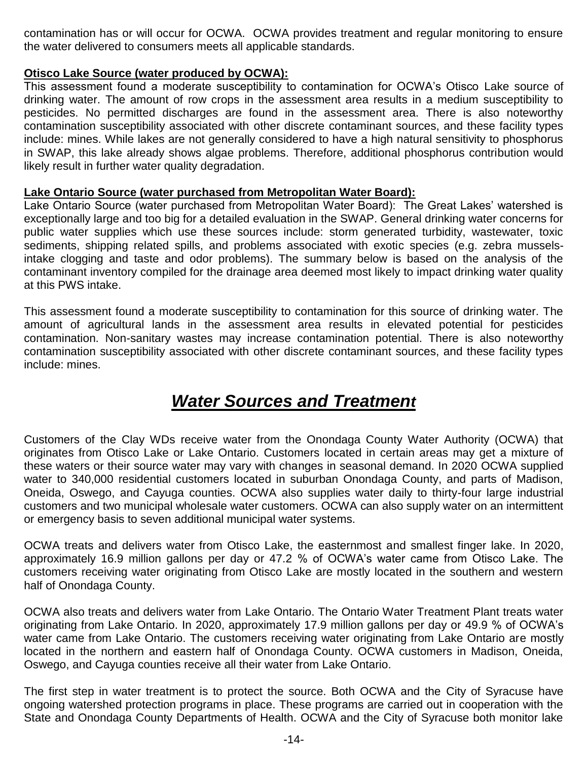contamination has or will occur for OCWA. OCWA provides treatment and regular monitoring to ensure the water delivered to consumers meets all applicable standards.

**Otisco Lake Source (water produced by OCWA):**

This assessment found a moderate susceptibility to contamination for OCWA's Otisco Lake source of drinking water. The amount of row crops in the assessment area results in a medium susceptibility to pesticides. No permitted discharges are found in the assessment area. There is also noteworthy contamination susceptibility associated with other discrete contaminant sources, and these facility types include: mines. While lakes are not generally considered to have a high natural sensitivity to phosphorus in SWAP, this lake already shows algae problems. Therefore, additional phosphorus contribution would likely result in further water quality degradation.

**Lake Ontario Source (water purchased from Metropolitan Water Board):**

Lake Ontario Source (water purchased from Metropolitan Water Board): The Great Lakes' watershed is exceptionally large and too big for a detailed evaluation in the SWAP. General drinking water concerns for public water supplies which use these sources include: storm generated turbidity, wastewater, toxic sediments, shipping related spills, and problems associated with exotic species (e.g. zebra mussels-intake clogging and taste and odor problems). The summary below is based on the analysis of the contaminant inventory compiled for the drainage area deemed most likely to impact drinking water quality at this PWS intake.

This assessment found a moderate susceptibility to contamination for this source of drinking water. The amount of agricultural lands in the assessment area results in elevated potential for pesticides contamination. Non-sanitary wastes may increase contamination potential. There is also noteworthy contamination susceptibility associated with other discrete contaminant sources, and these facility types include: mines.

# ***Water Sources and Treatment***

Customers of the Clay WDs receive water from the Onondaga County Water Authority (OCWA) that originates from Otisco Lake or Lake Ontario. Customers located in certain areas may get a mixture of these waters or their source water may vary with changes in seasonal demand. In 2020 OCWA supplied water to 340,000 residential customers located in suburban Onondaga County, and parts of Madison, Oneida, Oswego, and Cayuga counties. OCWA also supplies water daily to thirty-four large industrial customers and two municipal wholesale water customers. OCWA can also supply water on an intermittent or emergency basis to seven additional municipal water systems.

OCWA treats and delivers water from Otisco Lake, the easternmost and smallest finger lake. In 2020, approximately 16.9 million gallons per day or 47.2 % of OCWA's water came from Otisco Lake. The customers receiving water originating from Otisco Lake are mostly located in the southern and western half of Onondaga County.

OCWA also treats and delivers water from Lake Ontario. The Ontario Water Treatment Plant treats water originating from Lake Ontario. In 2020, approximately 17.9 million gallons per day or 49.9 % of OCWA's water came from Lake Ontario. The customers receiving water originating from Lake Ontario are mostly located in the northern and eastern half of Onondaga County. OCWA customers in Madison, Oneida, Oswego, and Cayuga counties receive all their water from Lake Ontario.

The first step in water treatment is to protect the source. Both OCWA and the City of Syracuse have ongoing watershed protection programs in place. These programs are carried out in cooperation with the State and Onondaga County Departments of Health. OCWA and the City of Syracuse both monitor lake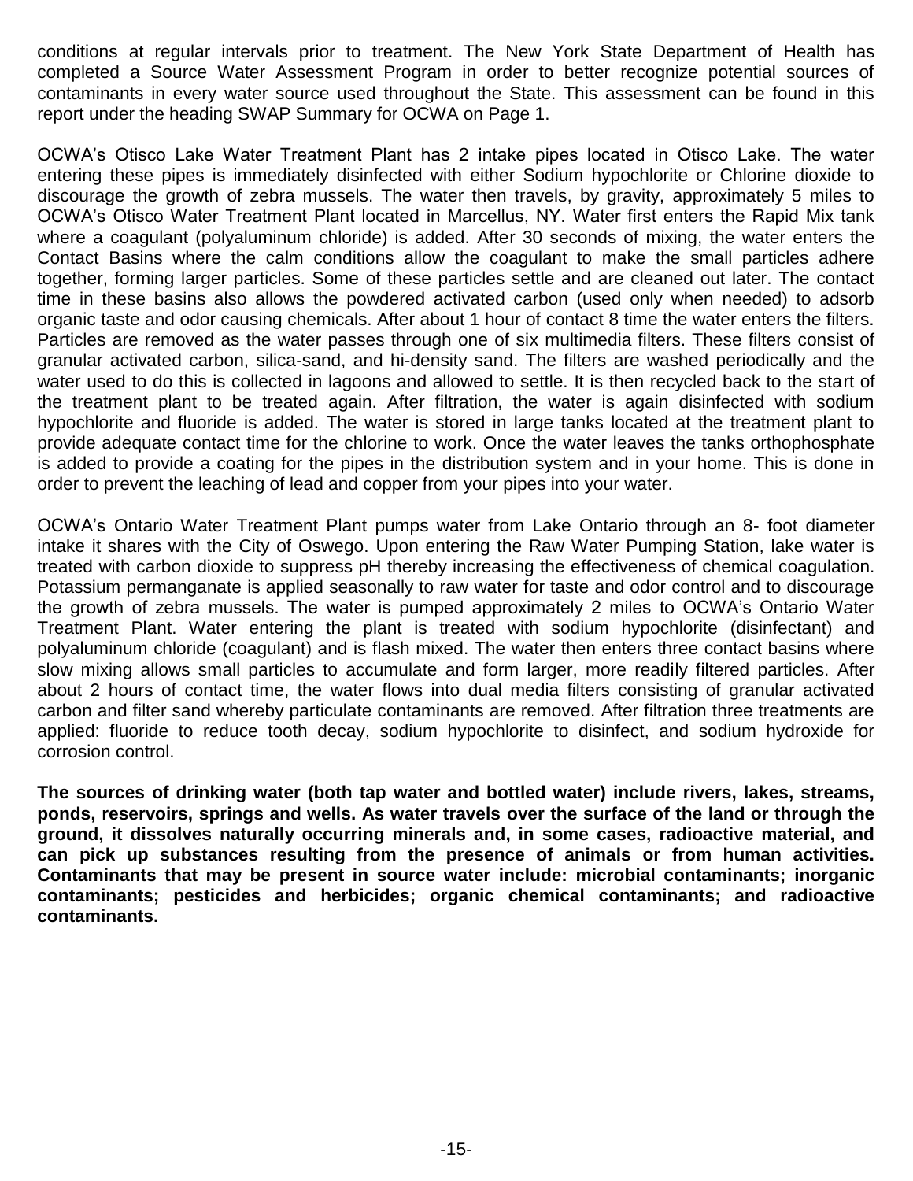conditions at regular intervals prior to treatment. The New York State Department of Health has completed a Source Water Assessment Program in order to better recognize potential sources of contaminants in every water source used throughout the State. This assessment can be found in this report under the heading SWAP Summary for OCWA on Page 1.

OCWA's Otisco Lake Water Treatment Plant has 2 intake pipes located in Otisco Lake. The water entering these pipes is immediately disinfected with either Sodium hypochlorite or Chlorine dioxide to discourage the growth of zebra mussels. The water then travels, by gravity, approximately 5 miles to OCWA's Otisco Water Treatment Plant located in Marcellus, NY. Water first enters the Rapid Mix tank where a coagulant (polyaluminum chloride) is added. After 30 seconds of mixing, the water enters the Contact Basins where the calm conditions allow the coagulant to make the small particles adhere together, forming larger particles. Some of these particles settle and are cleaned out later. The contact time in these basins also allows the powdered activated carbon (used only when needed) to adsorb organic taste and odor causing chemicals. After about 1 hour of contact 8 time the water enters the filters. Particles are removed as the water passes through one of six multimedia filters. These filters consist of granular activated carbon, silica-sand, and hi-density sand. The filters are washed periodically and the water used to do this is collected in lagoons and allowed to settle. It is then recycled back to the start of the treatment plant to be treated again. After filtration, the water is again disinfected with sodium hypochlorite and fluoride is added. The water is stored in large tanks located at the treatment plant to provide adequate contact time for the chlorine to work. Once the water leaves the tanks orthophosphate is added to provide a coating for the pipes in the distribution system and in your home. This is done in order to prevent the leaching of lead and copper from your pipes into your water.

OCWA's Ontario Water Treatment Plant pumps water from Lake Ontario through an 8- foot diameter intake it shares with the City of Oswego. Upon entering the Raw Water Pumping Station, lake water is treated with carbon dioxide to suppress pH thereby increasing the effectiveness of chemical coagulation. Potassium permanganate is applied seasonally to raw water for taste and odor control and to discourage the growth of zebra mussels. The water is pumped approximately 2 miles to OCWA's Ontario Water Treatment Plant. Water entering the plant is treated with sodium hypochlorite (disinfectant) and polyaluminum chloride (coagulant) and is flash mixed. The water then enters three contact basins where slow mixing allows small particles to accumulate and form larger, more readily filtered particles. After about 2 hours of contact time, the water flows into dual media filters consisting of granular activated carbon and filter sand whereby particulate contaminants are removed. After filtration three treatments are applied: fluoride to reduce tooth decay, sodium hypochlorite to disinfect, and sodium hydroxide for corrosion control.

**The sources of drinking water (both tap water and bottled water) include rivers, lakes, streams, ponds, reservoirs, springs and wells. As water travels over the surface of the land or through the ground, it dissolves naturally occurring minerals and, in some cases, radioactive material, and can pick up substances resulting from the presence of animals or from human activities. Contaminants that may be present in source water include: microbial contaminants; inorganic contaminants; pesticides and herbicides; organic chemical contaminants; and radioactive contaminants.**